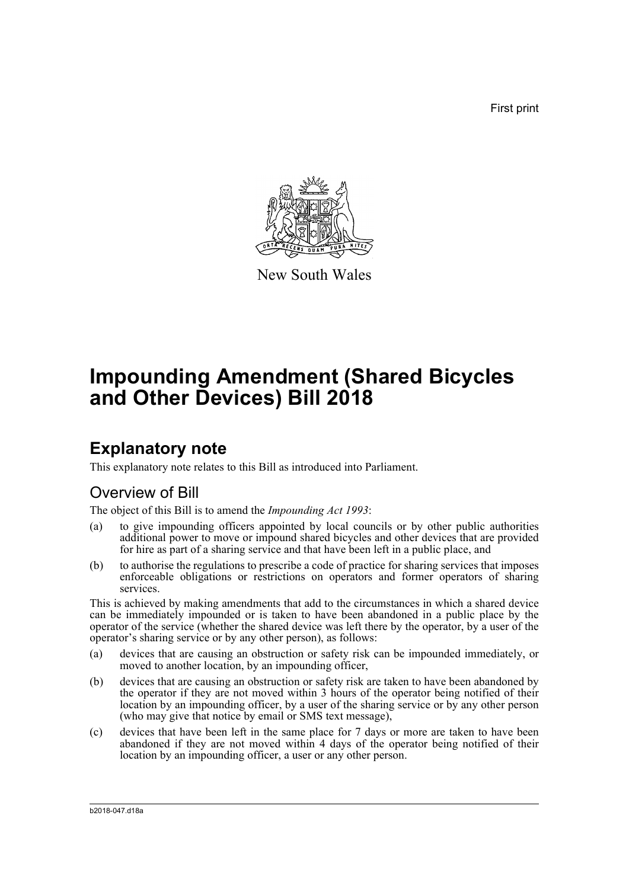First print

New South Wales

# Impounding Amendment (Shared Bicycles and Other Devices) Bill 2018

## Explanatory note

This explanatory note relates to this Bill as introduced into Parliament.

### Overview of Bill

The object of this Bill is to amend the *Impounding Act 1993*:

(a) to give impounding officers appointed by local councils or by other public authorities additional power to move or impound shared bicycles and other devices that are provided for hire as part of a sharing service and that have been left in a public place, and

(b) to authorise the regulations to prescribe a code of practice for sharing services that imposes enforceable obligations or restrictions on operators and former operators of sharing services.

This is achieved by making amendments that add to the circumstances in which a shared device can be immediately impounded or is taken to have been abandoned in a public place by the operator of the service (whether the shared device was left there by the operator, by a user of the operator's sharing service or by any other person), as follows:

(a) devices that are causing an obstruction or safety risk can be impounded immediately, or moved to another location, by an impounding officer,

(b) devices that are causing an obstruction or safety risk are taken to have been abandoned by the operator if they are not moved within 3 hours of the operator being notified of their location by an impounding officer, by a user of the sharing service or by any other person (who may give that notice by email or SMS text message),

(c) devices that have been left in the same place for 7 days or more are taken to have been abandoned if they are not moved within 4 days of the operator being notified of their location by an impounding officer, a user or any other person.

b2018-047.d18a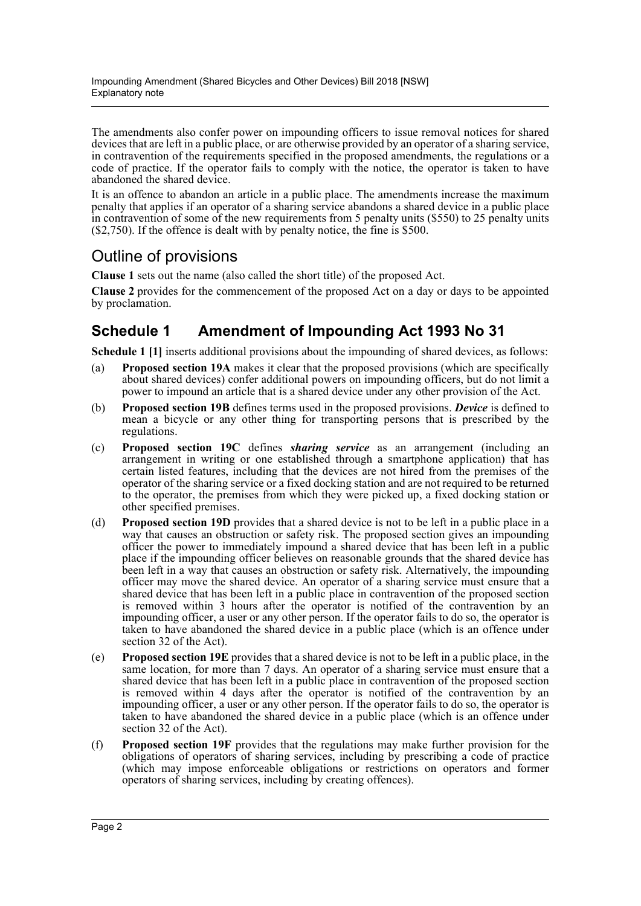The amendments also confer power on impounding officers to issue removal notices for shared devices that are left in a public place, or are otherwise provided by an operator of a sharing service, in contravention of the requirements specified in the proposed amendments, the regulations or a code of practice. If the operator fails to comply with the notice, the operator is taken to have abandoned the shared device.

It is an offence to abandon an article in a public place. The amendments increase the maximum penalty that applies if an operator of a sharing service abandons a shared device in a public place in contravention of some of the new requirements from 5 penalty units ($550) to 25 penalty units ($2,750). If the offence is dealt with by penalty notice, the fine is $500.

## Outline of provisions

**Clause 1** sets out the name (also called the short title) of the proposed Act.

**Clause 2** provides for the commencement of the proposed Act on a day or days to be appointed by proclamation.

## Schedule 1 Amendment of Impounding Act 1993 No 31

**Schedule 1 [1]** inserts additional provisions about the impounding of shared devices, as follows:

(a) **Proposed section 19A** makes it clear that the proposed provisions (which are specifically about shared devices) confer additional powers on impounding officers, but do not limit a power to impound an article that is a shared device under any other provision of the Act.

(b) **Proposed section 19B** defines terms used in the proposed provisions. ***Device*** is defined to mean a bicycle or any other thing for transporting persons that is prescribed by the regulations.

(c) **Proposed section 19C** defines ***sharing service*** as an arrangement (including an arrangement in writing or one established through a smartphone application) that has certain listed features, including that the devices are not hired from the premises of the operator of the sharing service or a fixed docking station and are not required to be returned to the operator, the premises from which they were picked up, a fixed docking station or other specified premises.

(d) **Proposed section 19D** provides that a shared device is not to be left in a public place in a way that causes an obstruction or safety risk. The proposed section gives an impounding officer the power to immediately impound a shared device that has been left in a public place if the impounding officer believes on reasonable grounds that the shared device has been left in a way that causes an obstruction or safety risk. Alternatively, the impounding officer may move the shared device. An operator of a sharing service must ensure that a shared device that has been left in a public place in contravention of the proposed section is removed within 3 hours after the operator is notified of the contravention by an impounding officer, a user or any other person. If the operator fails to do so, the operator is taken to have abandoned the shared device in a public place (which is an offence under section 32 of the Act).

(e) **Proposed section 19E** provides that a shared device is not to be left in a public place, in the same location, for more than 7 days. An operator of a sharing service must ensure that a shared device that has been left in a public place in contravention of the proposed section is removed within 4 days after the operator is notified of the contravention by an impounding officer, a user or any other person. If the operator fails to do so, the operator is taken to have abandoned the shared device in a public place (which is an offence under section 32 of the Act).

(f) **Proposed section 19F** provides that the regulations may make further provision for the obligations of operators of sharing services, including by prescribing a code of practice (which may impose enforceable obligations or restrictions on operators and former operators of sharing services, including by creating offences).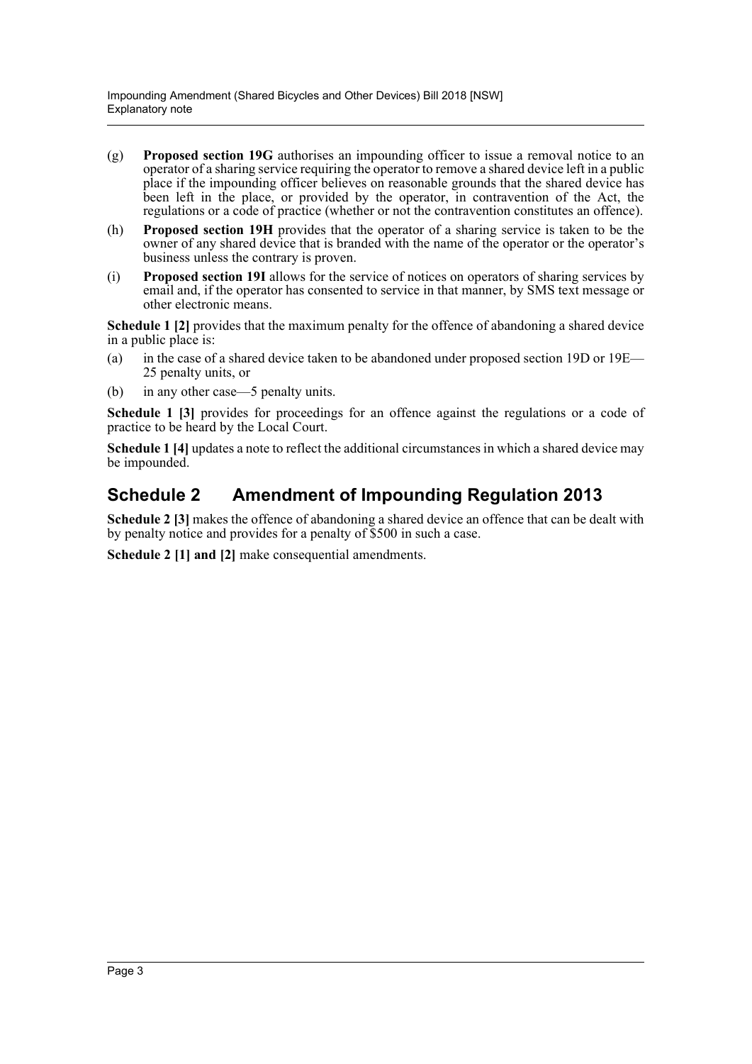(g) **Proposed section 19G** authorises an impounding officer to issue a removal notice to an operator of a sharing service requiring the operator to remove a shared device left in a public place if the impounding officer believes on reasonable grounds that the shared device has been left in the place, or provided by the operator, in contravention of the Act, the regulations or a code of practice (whether or not the contravention constitutes an offence).

(h) **Proposed section 19H** provides that the operator of a sharing service is taken to be the owner of any shared device that is branded with the name of the operator or the operator's business unless the contrary is proven.

(i) **Proposed section 19I** allows for the service of notices on operators of sharing services by email and, if the operator has consented to service in that manner, by SMS text message or other electronic means.

**Schedule 1 [2]** provides that the maximum penalty for the offence of abandoning a shared device in a public place is:

(a) in the case of a shared device taken to be abandoned under proposed section 19D or 19E—25 penalty units, or

(b) in any other case—5 penalty units.

**Schedule 1 [3]** provides for proceedings for an offence against the regulations or a code of practice to be heard by the Local Court.

**Schedule 1 [4]** updates a note to reflect the additional circumstances in which a shared device may be impounded.

## Schedule 2 Amendment of Impounding Regulation 2013

**Schedule 2 [3]** makes the offence of abandoning a shared device an offence that can be dealt with by penalty notice and provides for a penalty of $500 in such a case.

**Schedule 2 [1] and [2]** make consequential amendments.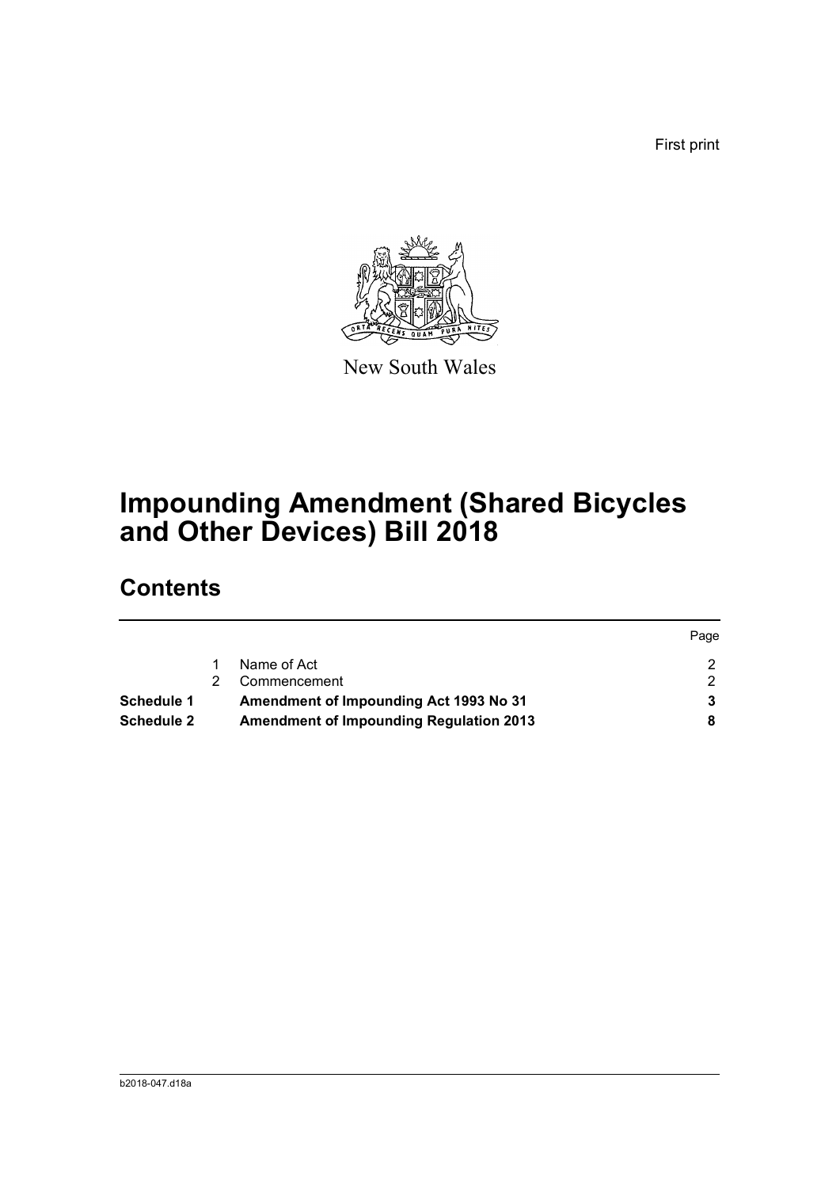First print

New South Wales

# Impounding Amendment (Shared Bicycles and Other Devices) Bill 2018

## Contents

| | | | Page |
|---|---|---|---|
| | 1 | Name of Act | 2 |
| | 2 | Commencement | 2 |
| **Schedule 1** | | **Amendment of Impounding Act 1993 No 31** | **3** |
| **Schedule 2** | | **Amendment of Impounding Regulation 2013** | **8** |

b2018-047.d18a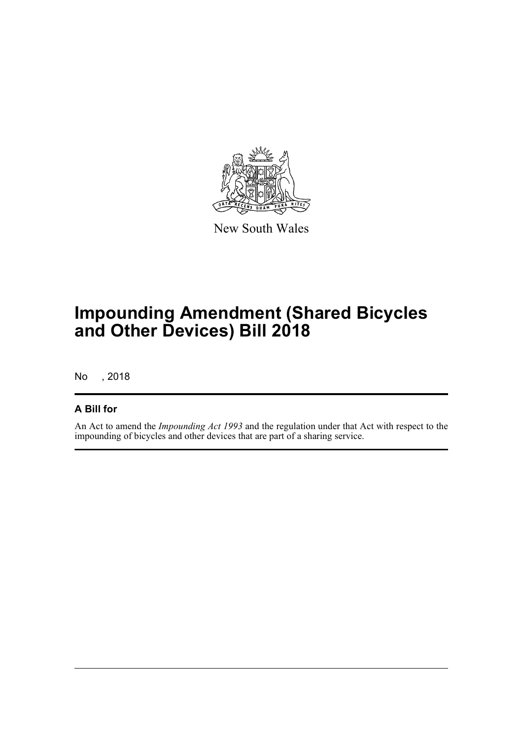New South Wales

# Impounding Amendment (Shared Bicycles and Other Devices) Bill 2018

No , 2018

## A Bill for

An Act to amend the *Impounding Act 1993* and the regulation under that Act with respect to the impounding of bicycles and other devices that are part of a sharing service.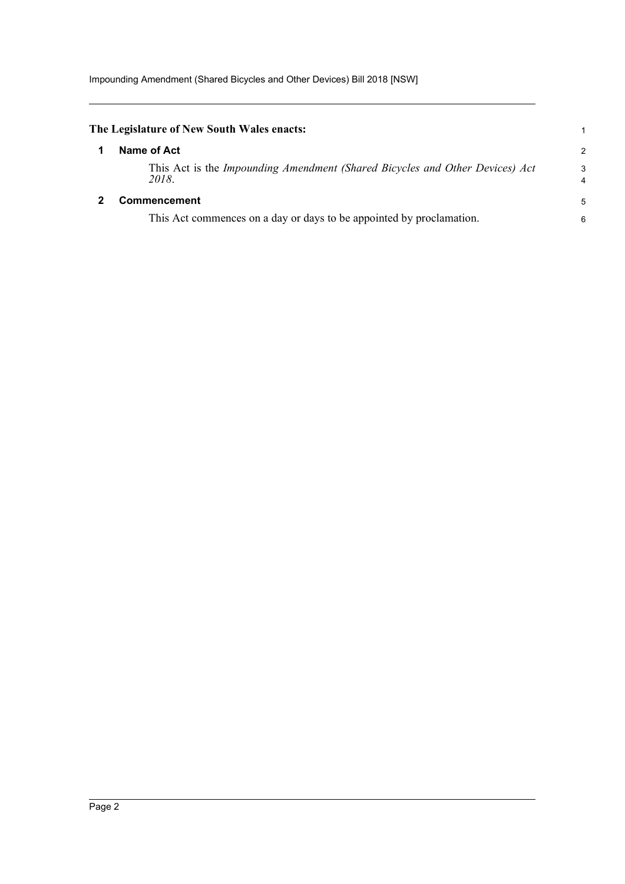**The Legislature of New South Wales enacts:**

## 1 Name of Act

This Act is the *Impounding Amendment (Shared Bicycles and Other Devices) Act 2018*.

## 2 Commencement

This Act commences on a day or days to be appointed by proclamation.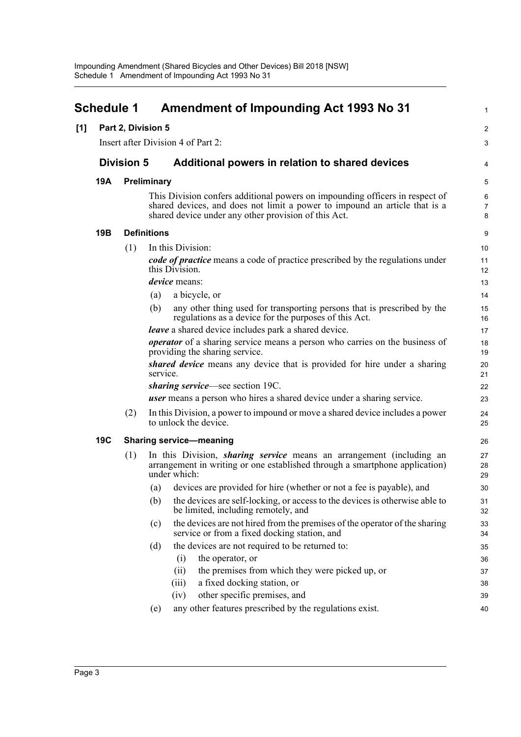# Schedule 1 Amendment of Impounding Act 1993 No 31

**[1] Part 2, Division 5**

Insert after Division 4 of Part 2:

## Division 5 Additional powers in relation to shared devices

### 19A Preliminary

This Division confers additional powers on impounding officers in respect of shared devices, and does not limit a power to impound an article that is a shared device under any other provision of this Act.

### 19B Definitions

(1) In this Division:

***code of practice*** means a code of practice prescribed by the regulations under this Division.

***device*** means:

- (a) a bicycle, or
- (b) any other thing used for transporting persons that is prescribed by the regulations as a device for the purposes of this Act.

***leave*** a shared device includes park a shared device.

***operator*** of a sharing service means a person who carries on the business of providing the sharing service.

***shared device*** means any device that is provided for hire under a sharing service.

***sharing service***—see section 19C.

***user*** means a person who hires a shared device under a sharing service.

(2) In this Division, a power to impound or move a shared device includes a power to unlock the device.

### 19C Sharing service—meaning

(1) In this Division, ***sharing service*** means an arrangement (including an arrangement in writing or one established through a smartphone application) under which:

- (a) devices are provided for hire (whether or not a fee is payable), and
- (b) the devices are self-locking, or access to the devices is otherwise able to be limited, including remotely, and
- (c) the devices are not hired from the premises of the operator of the sharing service or from a fixed docking station, and
- (d) the devices are not required to be returned to:
  - (i) the operator, or
  - (ii) the premises from which they were picked up, or
  - (iii) a fixed docking station, or
  - (iv) other specific premises, and
- (e) any other features prescribed by the regulations exist.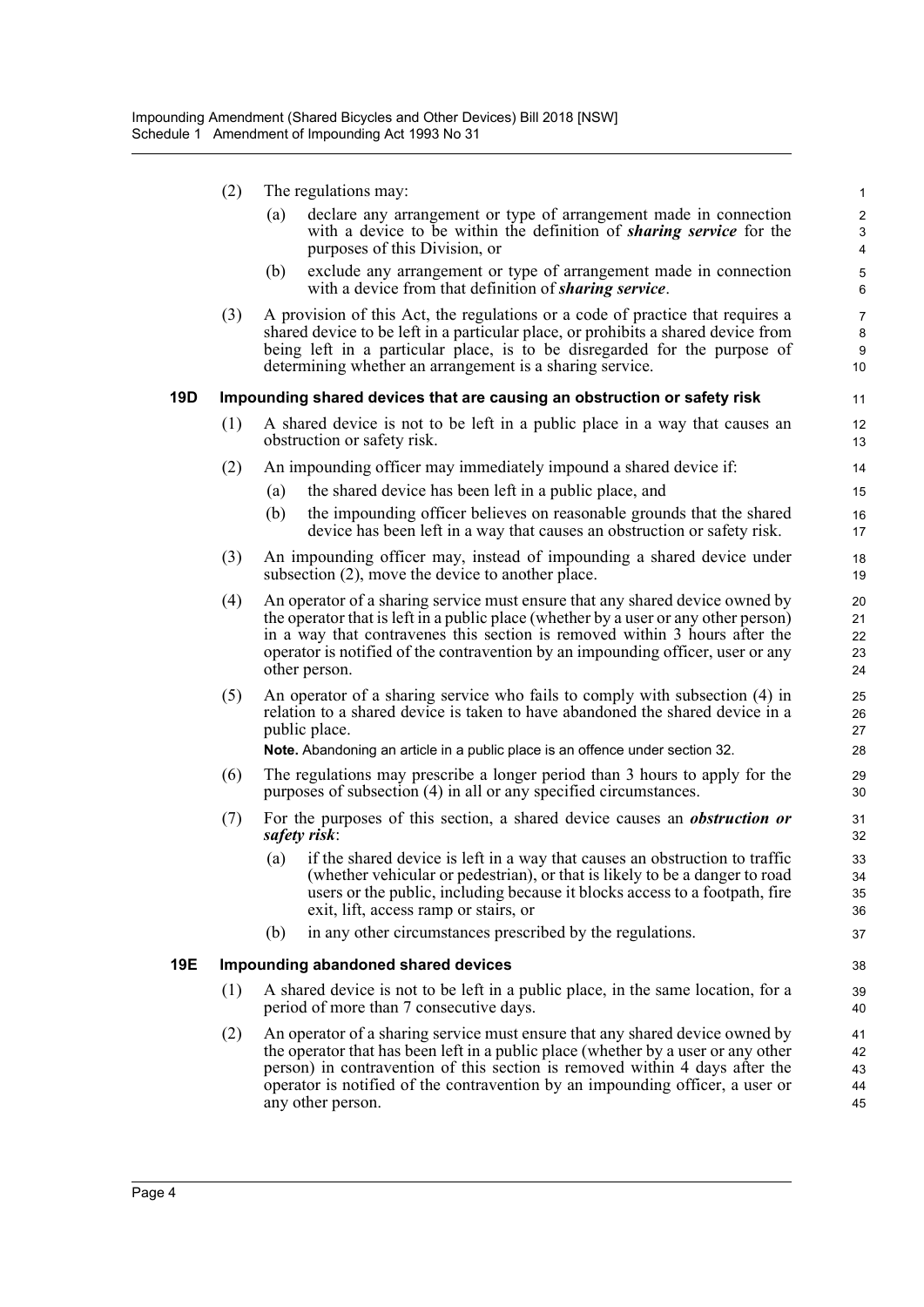(2) The regulations may:

(a) declare any arrangement or type of arrangement made in connection with a device to be within the definition of ***sharing service*** for the purposes of this Division, or

(b) exclude any arrangement or type of arrangement made in connection with a device from that definition of ***sharing service***.

(3) A provision of this Act, the regulations or a code of practice that requires a shared device to be left in a particular place, or prohibits a shared device from being left in a particular place, is to be disregarded for the purpose of determining whether an arrangement is a sharing service.

### 19D Impounding shared devices that are causing an obstruction or safety risk

(1) A shared device is not to be left in a public place in a way that causes an obstruction or safety risk.

(2) An impounding officer may immediately impound a shared device if:

(a) the shared device has been left in a public place, and

(b) the impounding officer believes on reasonable grounds that the shared device has been left in a way that causes an obstruction or safety risk.

(3) An impounding officer may, instead of impounding a shared device under subsection (2), move the device to another place.

(4) An operator of a sharing service must ensure that any shared device owned by the operator that is left in a public place (whether by a user or any other person) in a way that contravenes this section is removed within 3 hours after the operator is notified of the contravention by an impounding officer, user or any other person.

(5) An operator of a sharing service who fails to comply with subsection (4) in relation to a shared device is taken to have abandoned the shared device in a public place.

**Note.** Abandoning an article in a public place is an offence under section 32.

(6) The regulations may prescribe a longer period than 3 hours to apply for the purposes of subsection (4) in all or any specified circumstances.

(7) For the purposes of this section, a shared device causes an ***obstruction or safety risk***:

(a) if the shared device is left in a way that causes an obstruction to traffic (whether vehicular or pedestrian), or that is likely to be a danger to road users or the public, including because it blocks access to a footpath, fire exit, lift, access ramp or stairs, or

(b) in any other circumstances prescribed by the regulations.

### 19E Impounding abandoned shared devices

(1) A shared device is not to be left in a public place, in the same location, for a period of more than 7 consecutive days.

(2) An operator of a sharing service must ensure that any shared device owned by the operator that has been left in a public place (whether by a user or any other person) in contravention of this section is removed within 4 days after the operator is notified of the contravention by an impounding officer, a user or any other person.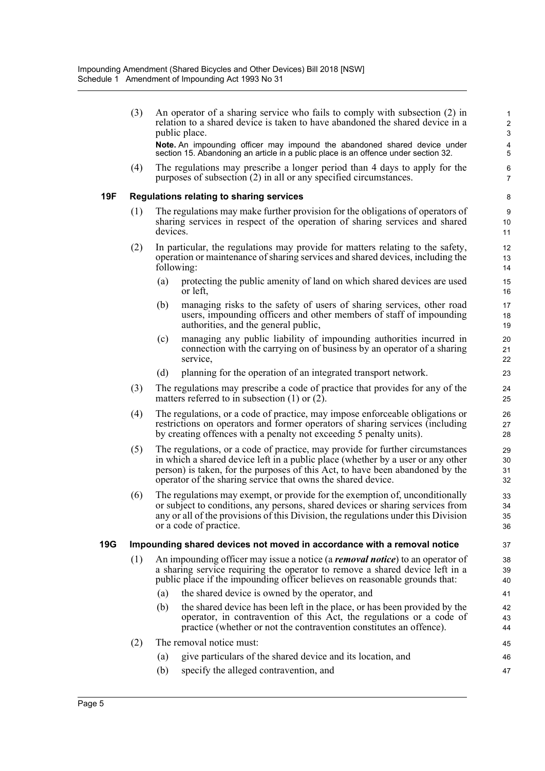(3) An operator of a sharing service who fails to comply with subsection (2) in relation to a shared device is taken to have abandoned the shared device in a public place.

**Note.** An impounding officer may impound the abandoned shared device under section 15. Abandoning an article in a public place is an offence under section 32.

(4) The regulations may prescribe a longer period than 4 days to apply for the purposes of subsection (2) in all or any specified circumstances.

### 19F Regulations relating to sharing services

(1) The regulations may make further provision for the obligations of operators of sharing services in respect of the operation of sharing services and shared devices.

(2) In particular, the regulations may provide for matters relating to the safety, operation or maintenance of sharing services and shared devices, including the following:

- (a) protecting the public amenity of land on which shared devices are used or left,
- (b) managing risks to the safety of users of sharing services, other road users, impounding officers and other members of staff of impounding authorities, and the general public,
- (c) managing any public liability of impounding authorities incurred in connection with the carrying on of business by an operator of a sharing service,
- (d) planning for the operation of an integrated transport network.

(3) The regulations may prescribe a code of practice that provides for any of the matters referred to in subsection (1) or (2).

(4) The regulations, or a code of practice, may impose enforceable obligations or restrictions on operators and former operators of sharing services (including by creating offences with a penalty not exceeding 5 penalty units).

(5) The regulations, or a code of practice, may provide for further circumstances in which a shared device left in a public place (whether by a user or any other person) is taken, for the purposes of this Act, to have been abandoned by the operator of the sharing service that owns the shared device.

(6) The regulations may exempt, or provide for the exemption of, unconditionally or subject to conditions, any persons, shared devices or sharing services from any or all of the provisions of this Division, the regulations under this Division or a code of practice.

### 19G Impounding shared devices not moved in accordance with a removal notice

(1) An impounding officer may issue a notice (a ***removal notice***) to an operator of a sharing service requiring the operator to remove a shared device left in a public place if the impounding officer believes on reasonable grounds that:

- (a) the shared device is owned by the operator, and
- (b) the shared device has been left in the place, or has been provided by the operator, in contravention of this Act, the regulations or a code of practice (whether or not the contravention constitutes an offence).

(2) The removal notice must:

- (a) give particulars of the shared device and its location, and
- (b) specify the alleged contravention, and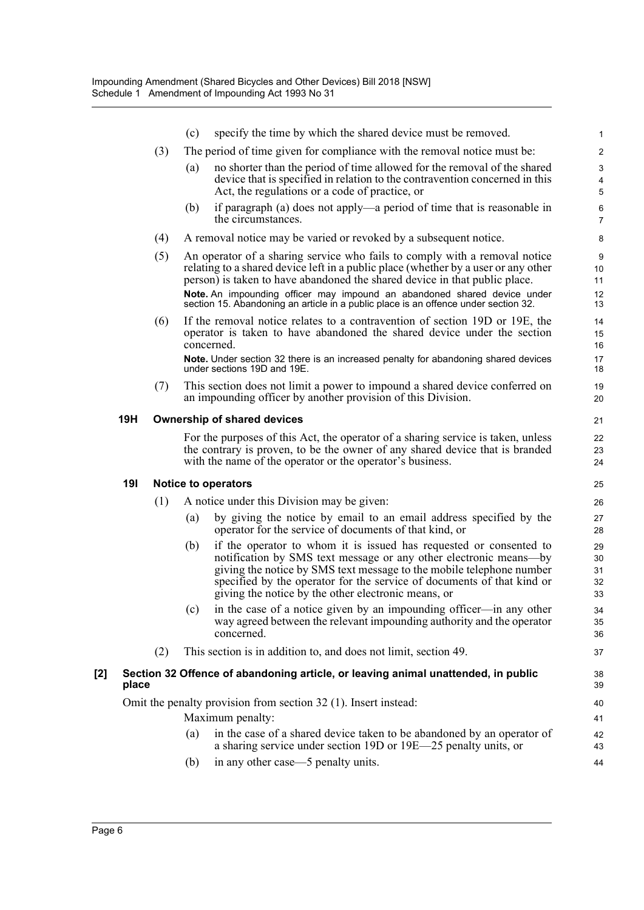(c) specify the time by which the shared device must be removed.

(3) The period of time given for compliance with the removal notice must be:

(a) no shorter than the period of time allowed for the removal of the shared device that is specified in relation to the contravention concerned in this Act, the regulations or a code of practice, or

(b) if paragraph (a) does not apply—a period of time that is reasonable in the circumstances.

(4) A removal notice may be varied or revoked by a subsequent notice.

(5) An operator of a sharing service who fails to comply with a removal notice relating to a shared device left in a public place (whether by a user or any other person) is taken to have abandoned the shared device in that public place.

**Note.** An impounding officer may impound an abandoned shared device under section 15. Abandoning an article in a public place is an offence under section 32.

(6) If the removal notice relates to a contravention of section 19D or 19E, the operator is taken to have abandoned the shared device under the section concerned.

**Note.** Under section 32 there is an increased penalty for abandoning shared devices under sections 19D and 19E.

(7) This section does not limit a power to impound a shared device conferred on an impounding officer by another provision of this Division.

### 19H Ownership of shared devices

For the purposes of this Act, the operator of a sharing service is taken, unless the contrary is proven, to be the owner of any shared device that is branded with the name of the operator or the operator's business.

### 19I Notice to operators

(1) A notice under this Division may be given:

(a) by giving the notice by email to an email address specified by the operator for the service of documents of that kind, or

(b) if the operator to whom it is issued has requested or consented to notification by SMS text message or any other electronic means—by giving the notice by SMS text message to the mobile telephone number specified by the operator for the service of documents of that kind or giving the notice by the other electronic means, or

(c) in the case of a notice given by an impounding officer—in any other way agreed between the relevant impounding authority and the operator concerned.

(2) This section is in addition to, and does not limit, section 49.

## [2] Section 32 Offence of abandoning article, or leaving animal unattended, in public place

Omit the penalty provision from section 32 (1). Insert instead:

Maximum penalty:

(a) in the case of a shared device taken to be abandoned by an operator of a sharing service under section 19D or 19E—25 penalty units, or

(b) in any other case—5 penalty units.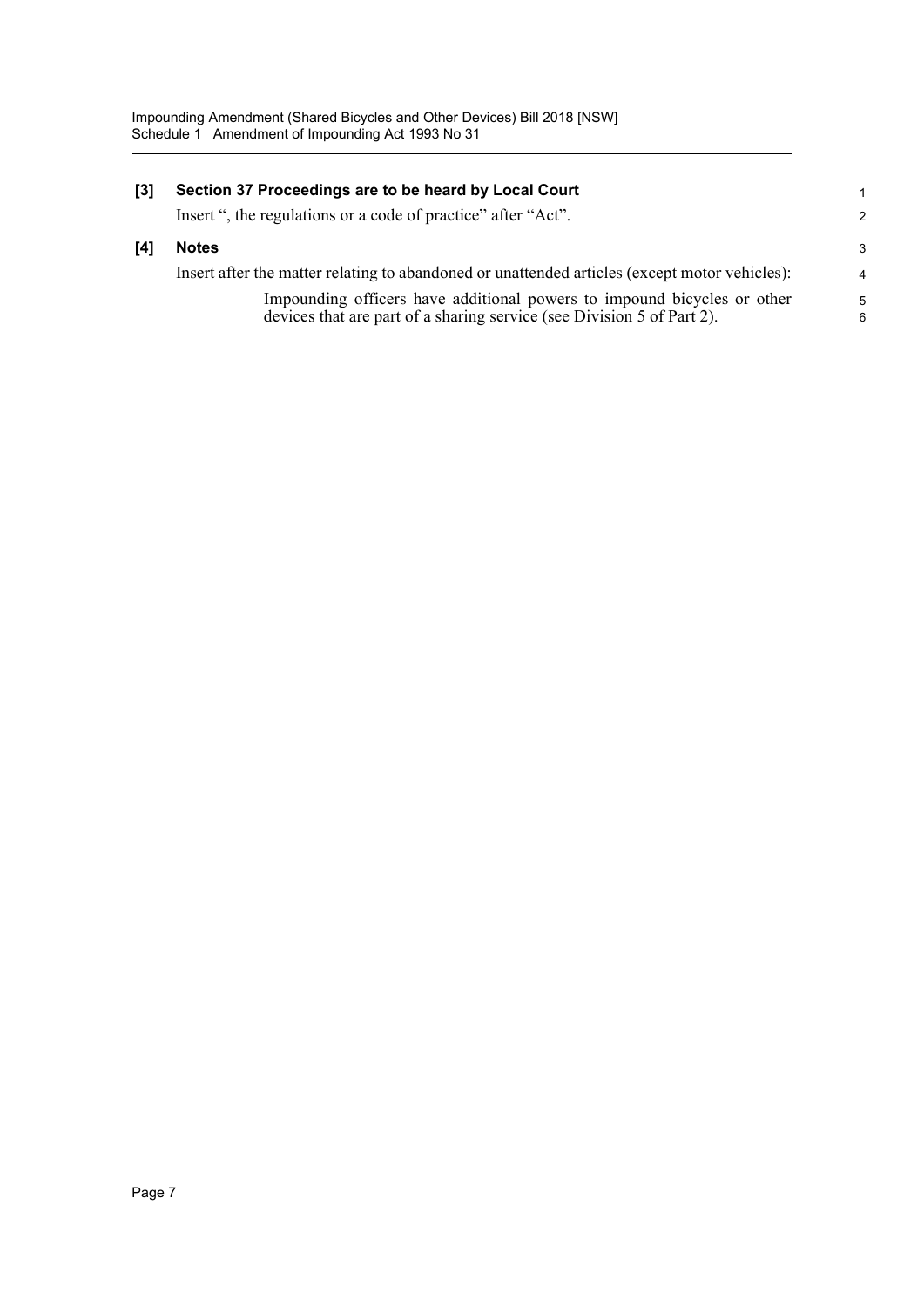**[3] Section 37 Proceedings are to be heard by Local Court**

Insert ", the regulations or a code of practice" after "Act".

**[4] Notes**

Insert after the matter relating to abandoned or unattended articles (except motor vehicles):

> Impounding officers have additional powers to impound bicycles or other devices that are part of a sharing service (see Division 5 of Part 2).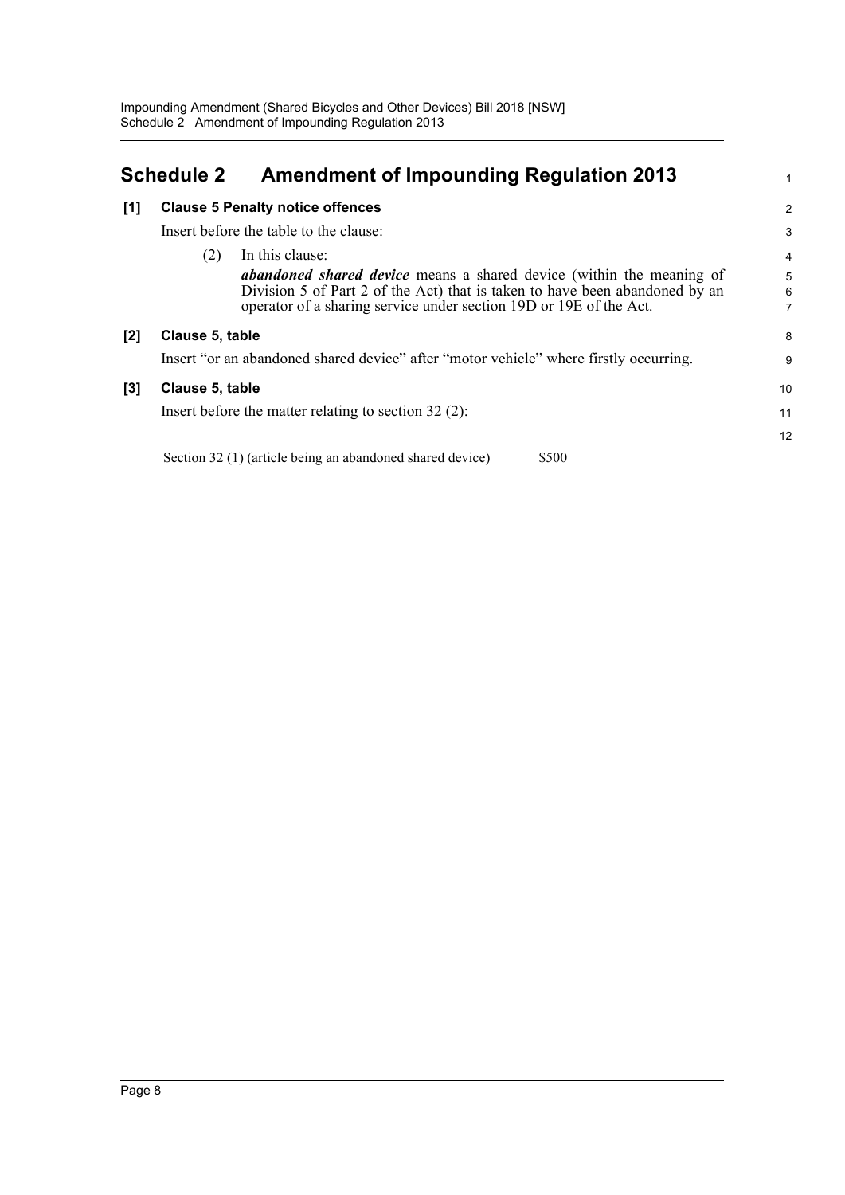# Schedule 2 Amendment of Impounding Regulation 2013

**[1] Clause 5 Penalty notice offences**

Insert before the table to the clause:

(2) In this clause:

***abandoned shared device*** means a shared device (within the meaning of Division 5 of Part 2 of the Act) that is taken to have been abandoned by an operator of a sharing service under section 19D or 19E of the Act.

**[2] Clause 5, table**

Insert "or an abandoned shared device" after "motor vehicle" where firstly occurring.

**[3] Clause 5, table**

Insert before the matter relating to section 32 (2):

| | |
|---|---|
| Section 32 (1) (article being an abandoned shared device) | \$500 |